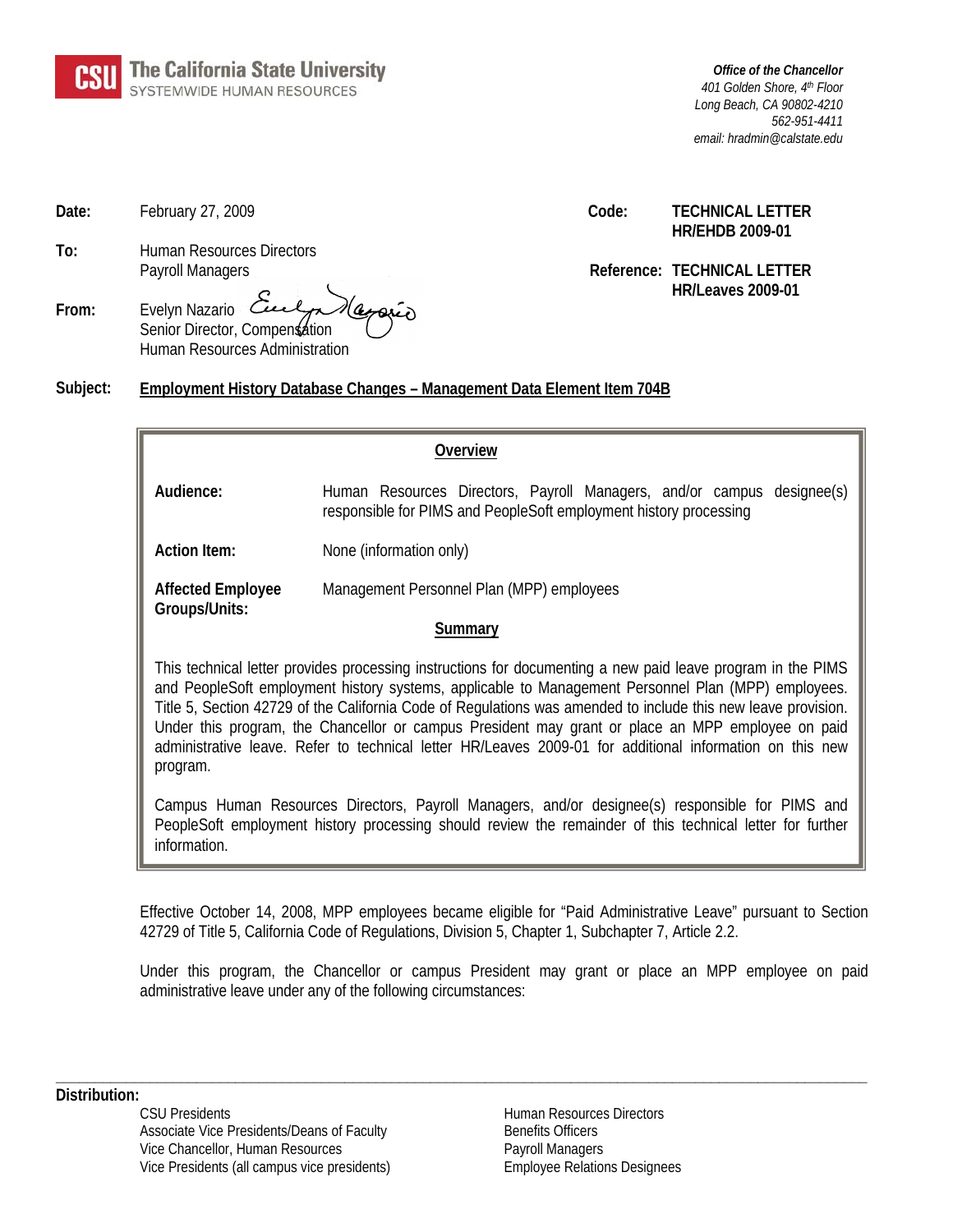**CSU** The California State University
SYSTEMWIDE HUMAN RESOURCES

*Office of the Chancellor*
*401 Golden Shore, 4th Floor*
*Long Beach, CA 90802-4210*
*562-951-4411*
*email: hradmin@calstate.edu*

**Date:** February 27, 2009

**To:** Human Resources Directors
Payroll Managers

**From:** Evelyn Nazario
Senior Director, Compensation
Human Resources Administration

**Code:** **TECHNICAL LETTER HR/EHDB 2009-01**

**Reference:** **TECHNICAL LETTER HR/Leaves 2009-01**

**Subject:** **Employment History Database Changes – Management Data Element Item 704B**

## Overview

**Audience:** Human Resources Directors, Payroll Managers, and/or campus designee(s) responsible for PIMS and PeopleSoft employment history processing

**Action Item:** None (information only)

**Affected Employee Groups/Units:** Management Personnel Plan (MPP) employees

## Summary

This technical letter provides processing instructions for documenting a new paid leave program in the PIMS and PeopleSoft employment history systems, applicable to Management Personnel Plan (MPP) employees. Title 5, Section 42729 of the California Code of Regulations was amended to include this new leave provision. Under this program, the Chancellor or campus President may grant or place an MPP employee on paid administrative leave. Refer to technical letter HR/Leaves 2009-01 for additional information on this new program.

Campus Human Resources Directors, Payroll Managers, and/or designee(s) responsible for PIMS and PeopleSoft employment history processing should review the remainder of this technical letter for further information.

Effective October 14, 2008, MPP employees became eligible for "Paid Administrative Leave" pursuant to Section 42729 of Title 5, California Code of Regulations, Division 5, Chapter 1, Subchapter 7, Article 2.2.

Under this program, the Chancellor or campus President may grant or place an MPP employee on paid administrative leave under any of the following circumstances:

**Distribution:**

CSU Presidents
Associate Vice Presidents/Deans of Faculty
Vice Chancellor, Human Resources
Vice Presidents (all campus vice presidents)
Human Resources Directors
Benefits Officers
Payroll Managers
Employee Relations Designees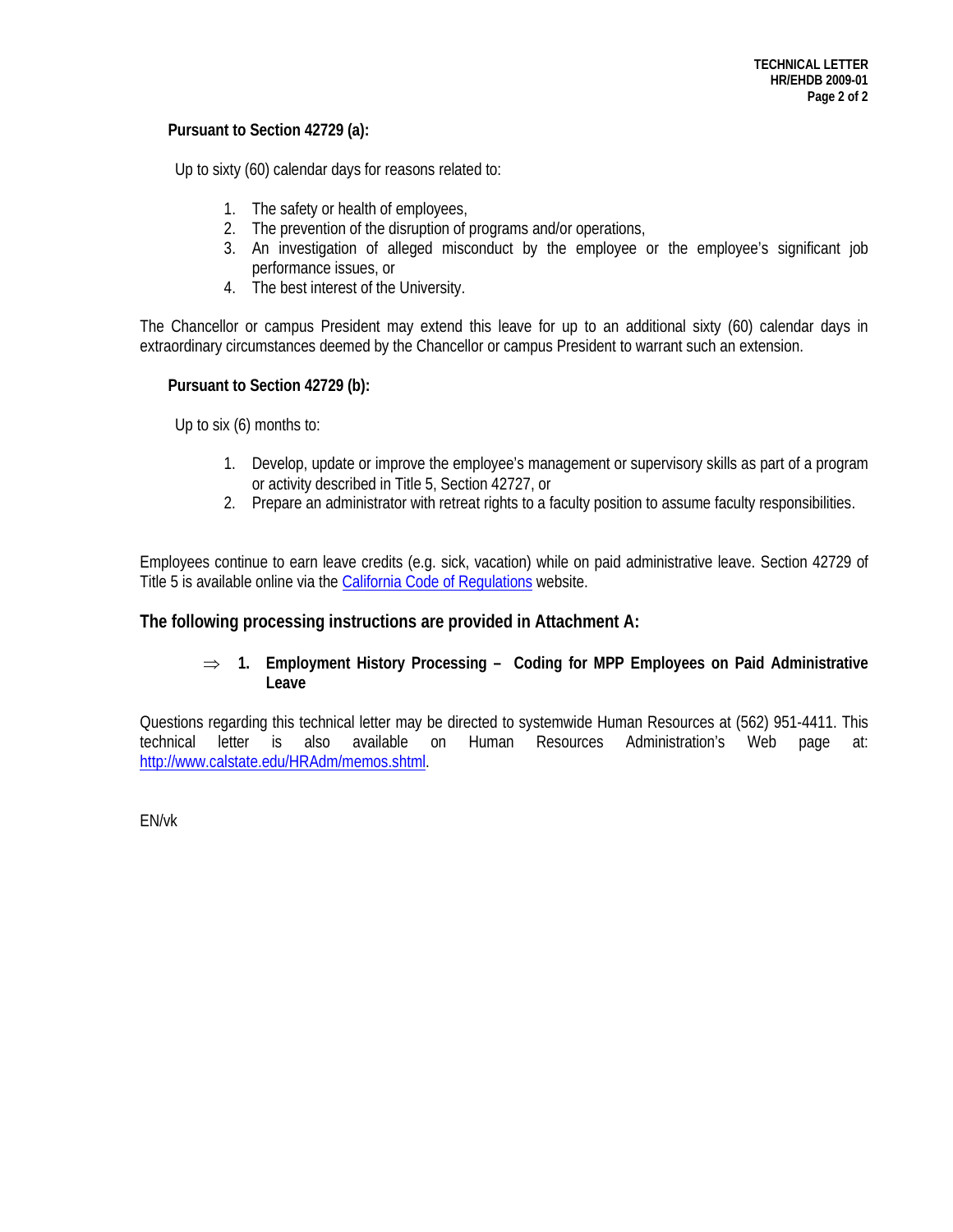**Pursuant to Section 42729 (a):**

Up to sixty (60) calendar days for reasons related to:

1. The safety or health of employees,
2. The prevention of the disruption of programs and/or operations,
3. An investigation of alleged misconduct by the employee or the employee's significant job performance issues, or
4. The best interest of the University.

The Chancellor or campus President may extend this leave for up to an additional sixty (60) calendar days in extraordinary circumstances deemed by the Chancellor or campus President to warrant such an extension.

**Pursuant to Section 42729 (b):**

Up to six (6) months to:

1. Develop, update or improve the employee's management or supervisory skills as part of a program or activity described in Title 5, Section 42727, or
2. Prepare an administrator with retreat rights to a faculty position to assume faculty responsibilities.

Employees continue to earn leave credits (e.g. sick, vacation) while on paid administrative leave. Section 42729 of Title 5 is available online via the California Code of Regulations website.

## The following processing instructions are provided in Attachment A:

⇒ **1. Employment History Processing – Coding for MPP Employees on Paid Administrative Leave**

Questions regarding this technical letter may be directed to systemwide Human Resources at (562) 951-4411. This technical letter is also available on Human Resources Administration's Web page at: http://www.calstate.edu/HRAdm/memos.shtml.

EN/vk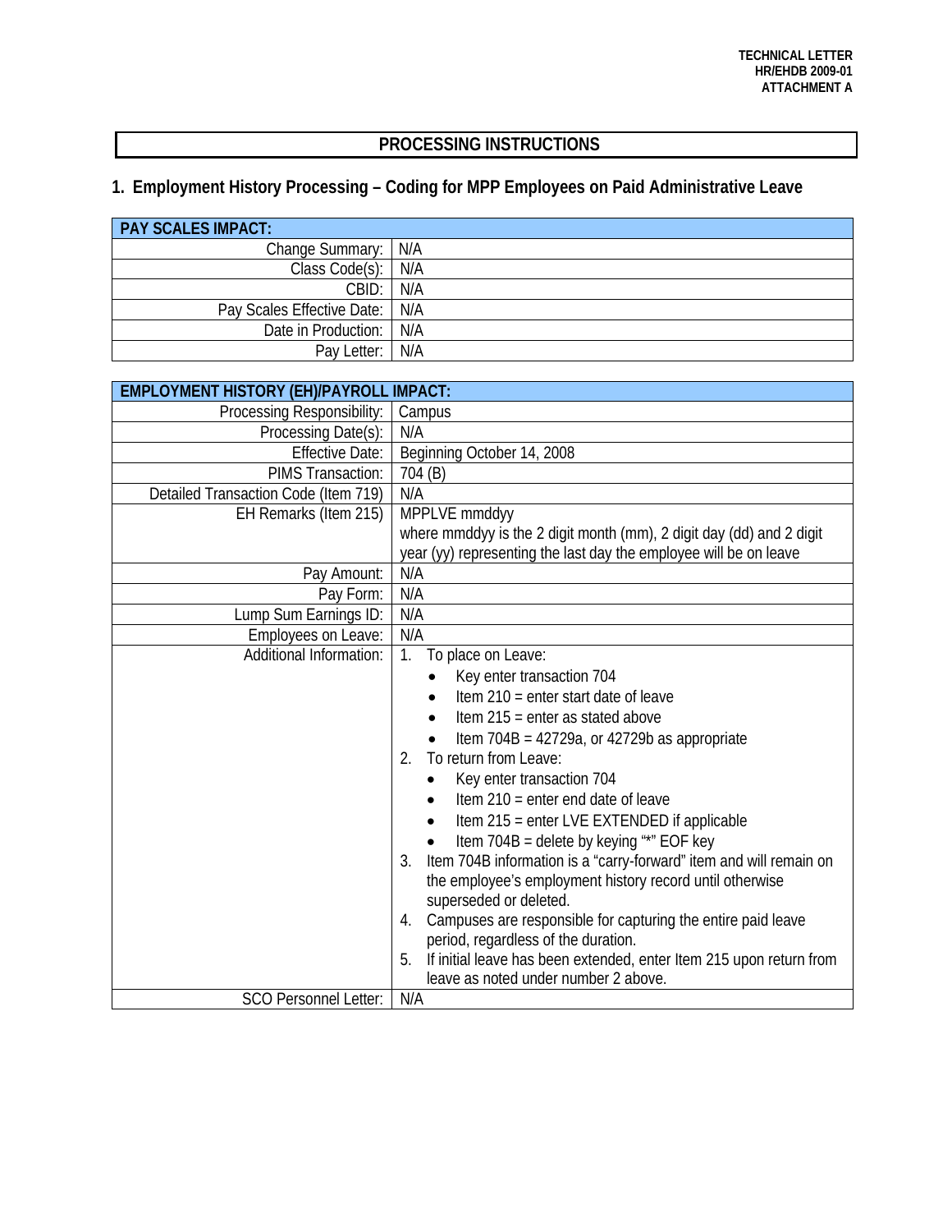TECHNICAL LETTER
HR/EHDB 2009-01
ATTACHMENT A

## PROCESSING INSTRUCTIONS

### 1. Employment History Processing – Coding for MPP Employees on Paid Administrative Leave

| PAY SCALES IMPACT: | |
|---|---|
| Change Summary: | N/A |
| Class Code(s): | N/A |
| CBID: | N/A |
| Pay Scales Effective Date: | N/A |
| Date in Production: | N/A |
| Pay Letter: | N/A |

| EMPLOYMENT HISTORY (EH)/PAYROLL IMPACT: | |
|---|---|
| Processing Responsibility: | Campus |
| Processing Date(s): | N/A |
| Effective Date: | Beginning October 14, 2008 |
| PIMS Transaction: | 704 (B) |
| Detailed Transaction Code (Item 719) | N/A |
| EH Remarks (Item 215) | MPPLVE mmddyy<br>where mmddyy is the 2 digit month (mm), 2 digit day (dd) and 2 digit year (yy) representing the last day the employee will be on leave |
| Pay Amount: | N/A |
| Pay Form: | N/A |
| Lump Sum Earnings ID: | N/A |
| Employees on Leave: | N/A |
| Additional Information: | 1. To place on Leave:<br>• Key enter transaction 704<br>• Item 210 = enter start date of leave<br>• Item 215 = enter as stated above<br>• Item 704B = 42729a, or 42729b as appropriate<br>2. To return from Leave:<br>• Key enter transaction 704<br>• Item 210 = enter end date of leave<br>• Item 215 = enter LVE EXTENDED if applicable<br>• Item 704B = delete by keying "*" EOF key<br>3. Item 704B information is a "carry-forward" item and will remain on the employee's employment history record until otherwise superseded or deleted.<br>4. Campuses are responsible for capturing the entire paid leave period, regardless of the duration.<br>5. If initial leave has been extended, enter Item 215 upon return from leave as noted under number 2 above. |
| SCO Personnel Letter: | N/A |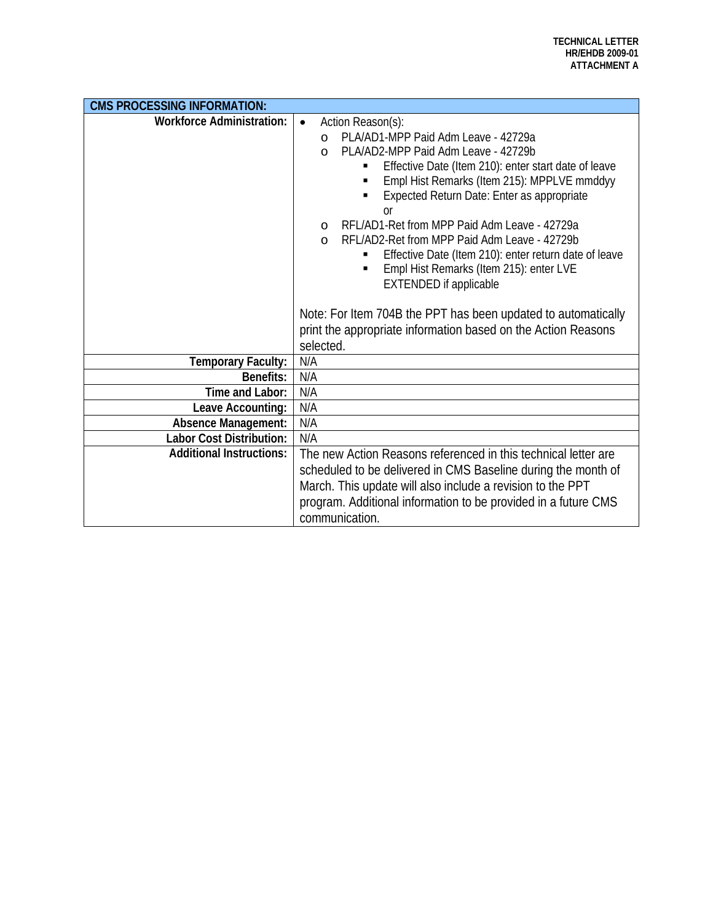**TECHNICAL LETTER**
**HR/EHDB 2009-01**
**ATTACHMENT A**

| CMS PROCESSING INFORMATION: | |
|---|---|
| **Workforce Administration:** | • Action Reason(s):<br>  o PLA/AD1-MPP Paid Adm Leave - 42729a<br>  o PLA/AD2-MPP Paid Adm Leave - 42729b<br>    ▪ Effective Date (Item 210): enter start date of leave<br>    ▪ Empl Hist Remarks (Item 215): MPPLVE mmddyy<br>    ▪ Expected Return Date: Enter as appropriate<br>      or<br>  o RFL/AD1-Ret from MPP Paid Adm Leave - 42729a<br>  o RFL/AD2-Ret from MPP Paid Adm Leave - 42729b<br>    ▪ Effective Date (Item 210): enter return date of leave<br>    ▪ Empl Hist Remarks (Item 215): enter LVE EXTENDED if applicable<br><br>Note: For Item 704B the PPT has been updated to automatically print the appropriate information based on the Action Reasons selected. |
| **Temporary Faculty:** | N/A |
| **Benefits:** | N/A |
| **Time and Labor:** | N/A |
| **Leave Accounting:** | N/A |
| **Absence Management:** | N/A |
| **Labor Cost Distribution:** | N/A |
| **Additional Instructions:** | The new Action Reasons referenced in this technical letter are scheduled to be delivered in CMS Baseline during the month of March. This update will also include a revision to the PPT program. Additional information to be provided in a future CMS communication. |